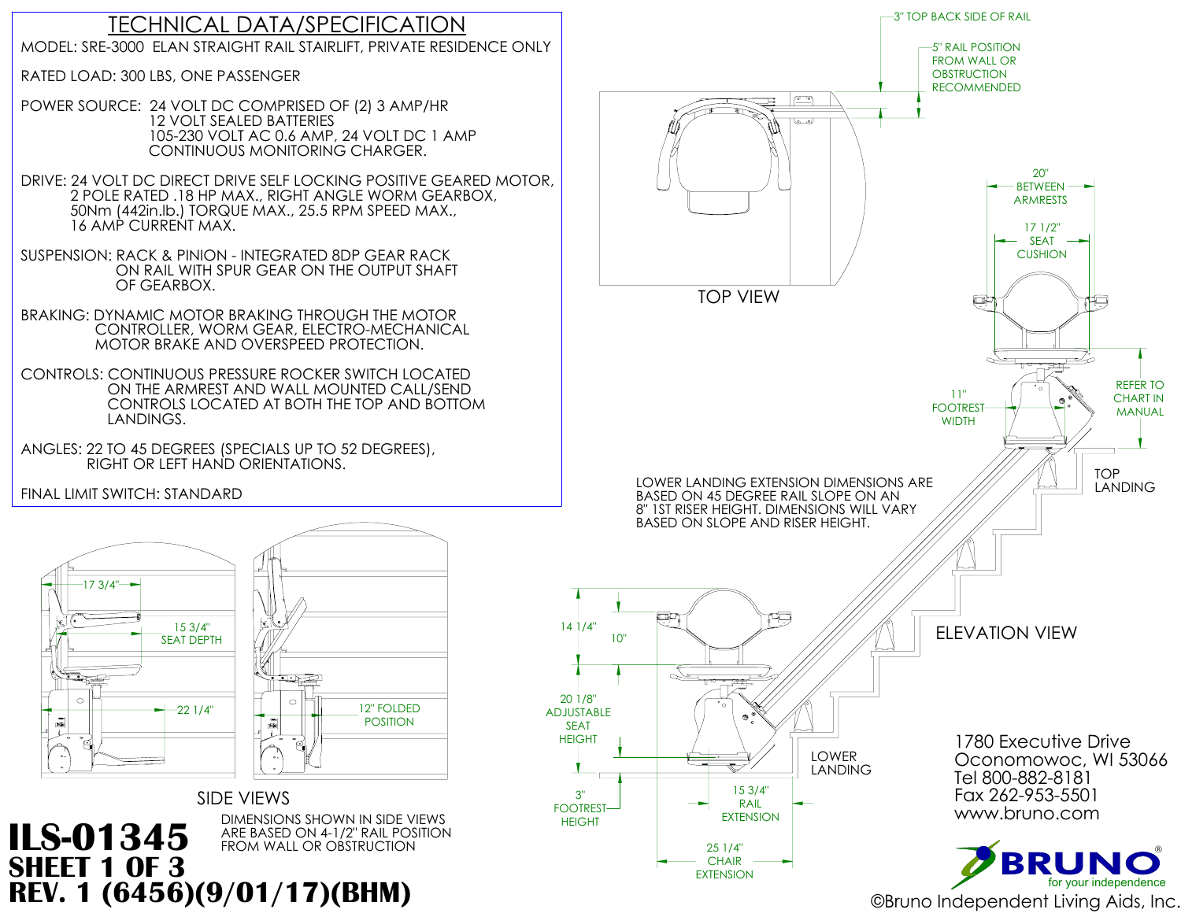# TECHNICAL DATA/SPECIFICATION

MODEL: SRE-3000 ELAN STRAIGHT RAIL STAIRLIFT, PRIVATE RESIDENCE ONLY

RATED LOAD: 300 LBS, ONE PASSENGER

POWER SOURCE: 24 VOLT DC COMPRISED OF (2) 3 AMP/HR 12 VOLT SEALED BATTERIES 105-230 VOLT AC 0.6 AMP, 24 VOLT DC 1 AMP CONTINUOUS MONITORING CHARGER.

DRIVE: 24 VOLT DC DIRECT DRIVE SELF LOCKING POSITIVE GEARED MOTOR, 2 POLE RATED .18 HP MAX., RIGHT ANGLE WORM GEARBOX, 50Nm (442in.lb.) TORQUE MAX., 25.5 RPM SPEED MAX., 16 AMP CURRENT MAX.

SUSPENSION: RACK & PINION - INTEGRATED 8DP GEAR RACK ON RAIL WITH SPUR GEAR ON THE OUTPUT SHAFT OF GEARBOX.

BRAKING: DYNAMIC MOTOR BRAKING THROUGH THE MOTOR CONTROLLER, WORM GEAR, ELECTRO-MECHANICAL MOTOR BRAKE AND OVERSPEED PROTECTION.

CONTROLS: CONTINUOUS PRESSURE ROCKER SWITCH LOCATED ON THE ARMREST AND WALL MOUNTED CALL/SEND CONTROLS LOCATED AT BOTH THE TOP AND BOTTOM LANDINGS.

ANGLES: 22 TO 45 DEGREES (SPECIALS UP TO 52 DEGREES), RIGHT OR LEFT HAND ORIENTATIONS.

FINAL LIMIT SWITCH: STANDARD

## TOP VIEW

3" TOP BACK SIDE OF RAIL

5" RAIL POSITION FROM WALL OR OBSTRUCTION RECOMMENDED

20" BETWEEN ARMRESTS

17 1/2" SEAT CUSHION

11" FOOTREST WIDTH

REFER TO CHART IN MANUAL

TOP LANDING

## ELEVATION VIEW

LOWER LANDING EXTENSION DIMENSIONS ARE BASED ON 45 DEGREE RAIL SLOPE ON AN 8" 1ST RISER HEIGHT. DIMENSIONS WILL VARY BASED ON SLOPE AND RISER HEIGHT.

14 1/4"

10"

20 1/8" ADJUSTABLE SEAT HEIGHT

3" FOOTREST HEIGHT

15 3/4" RAIL EXTENSION

25 1/4" CHAIR EXTENSION

LOWER LANDING

## SIDE VIEWS

17 3/4"

15 3/4" SEAT DEPTH

22 1/4"

12" FOLDED POSITION

DIMENSIONS SHOWN IN SIDE VIEWS ARE BASED ON 4-1/2" RAIL POSITION FROM WALL OR OBSTRUCTION

**ILS-01345**
**SHEET 1 OF 3**
**REV. 1 (6456)(9/01/17)(BHM)**

1780 Executive Drive
Oconomowoc, WI 53066
Tel 800-882-8181
Fax 262-953-5501
www.bruno.com

BRUNO® for your independence

©Bruno Independent Living Aids, Inc.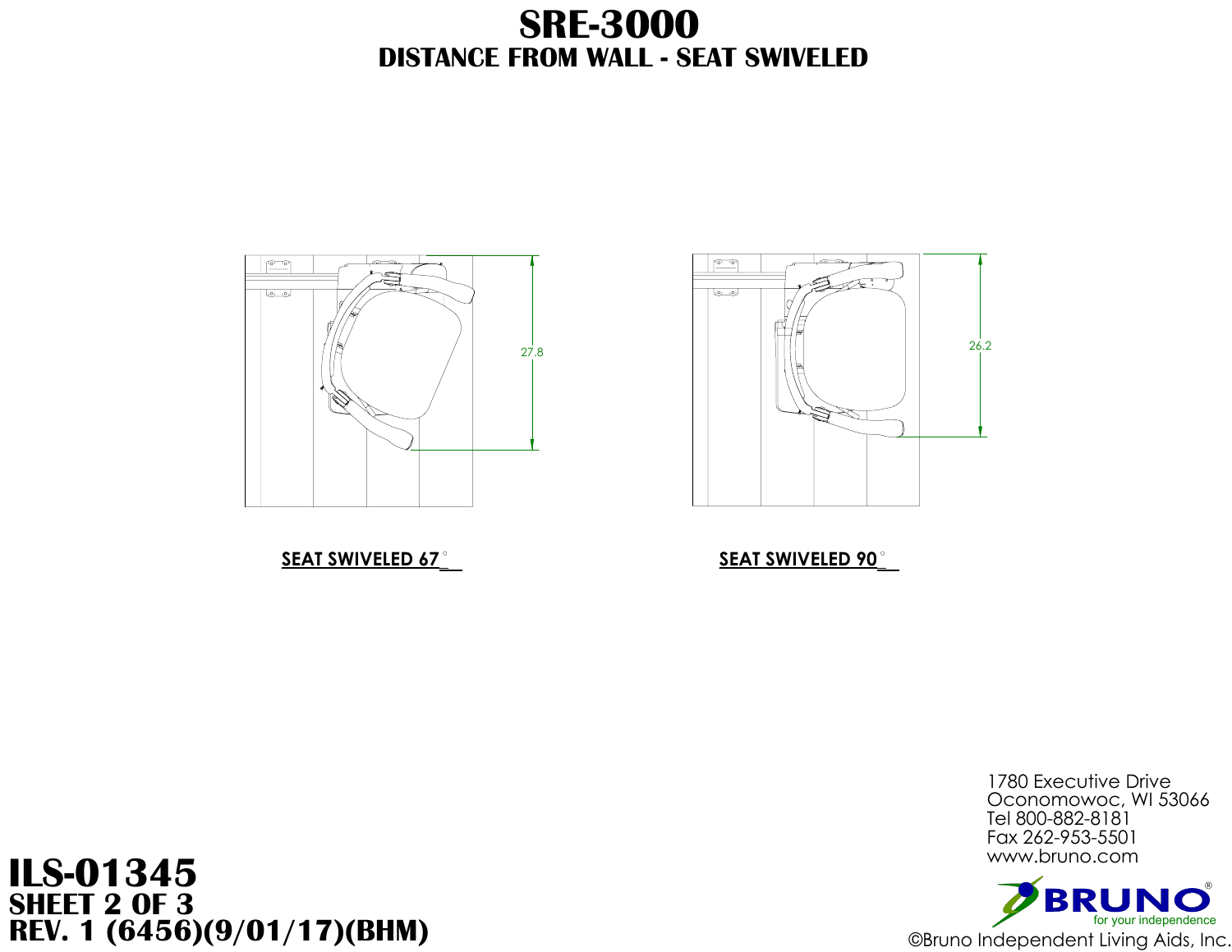# SRE-3000

## DISTANCE FROM WALL - SEAT SWIVELED

27.8

**SEAT SWIVELED 67°**

26.2

**SEAT SWIVELED 90°**

1780 Executive Drive
Oconomowoc, WI 53066
Tel 800-882-8181
Fax 262-953-5501
www.bruno.com

BRUNO®
for your independence

©Bruno Independent Living Aids, Inc.

**ILS-01345**
**SHEET 2 OF 3**
**REV. 1 (6456)(9/01/17)(BHM)**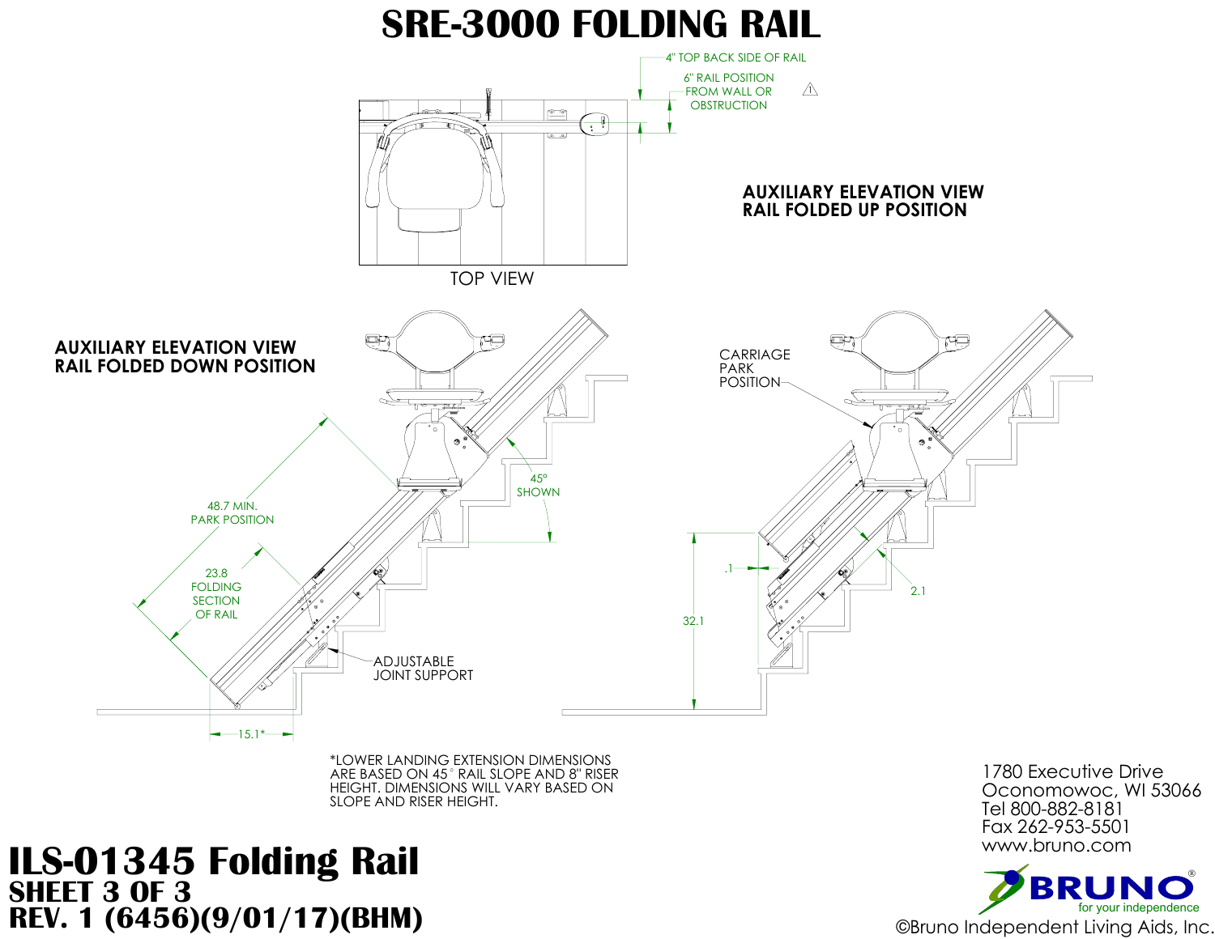# SRE-3000 FOLDING RAIL

4" TOP BACK SIDE OF RAIL

6" RAIL POSITION FROM WALL OR OBSTRUCTION

TOP VIEW

## AUXILIARY ELEVATION VIEW RAIL FOLDED UP POSITION

CARRIAGE PARK POSITION

.1

32.1

2.1

## AUXILIARY ELEVATION VIEW RAIL FOLDED DOWN POSITION

48.7 MIN. PARK POSITION

23.8 FOLDING SECTION OF RAIL

45° SHOWN

ADJUSTABLE JOINT SUPPORT

15.1*

*LOWER LANDING EXTENSION DIMENSIONS ARE BASED ON 45° RAIL SLOPE AND 8" RISER HEIGHT. DIMENSIONS WILL VARY BASED ON SLOPE AND RISER HEIGHT.

# ILS-01345 Folding Rail

**SHEET 3 OF 3**

**REV. 1 (6456)(9/01/17)(BHM)**

1780 Executive Drive
Oconomowoc, WI 53066
Tel 800-882-8181
Fax 262-953-5501
www.bruno.com

BRUNO® for your independence

©Bruno Independent Living Aids, Inc.